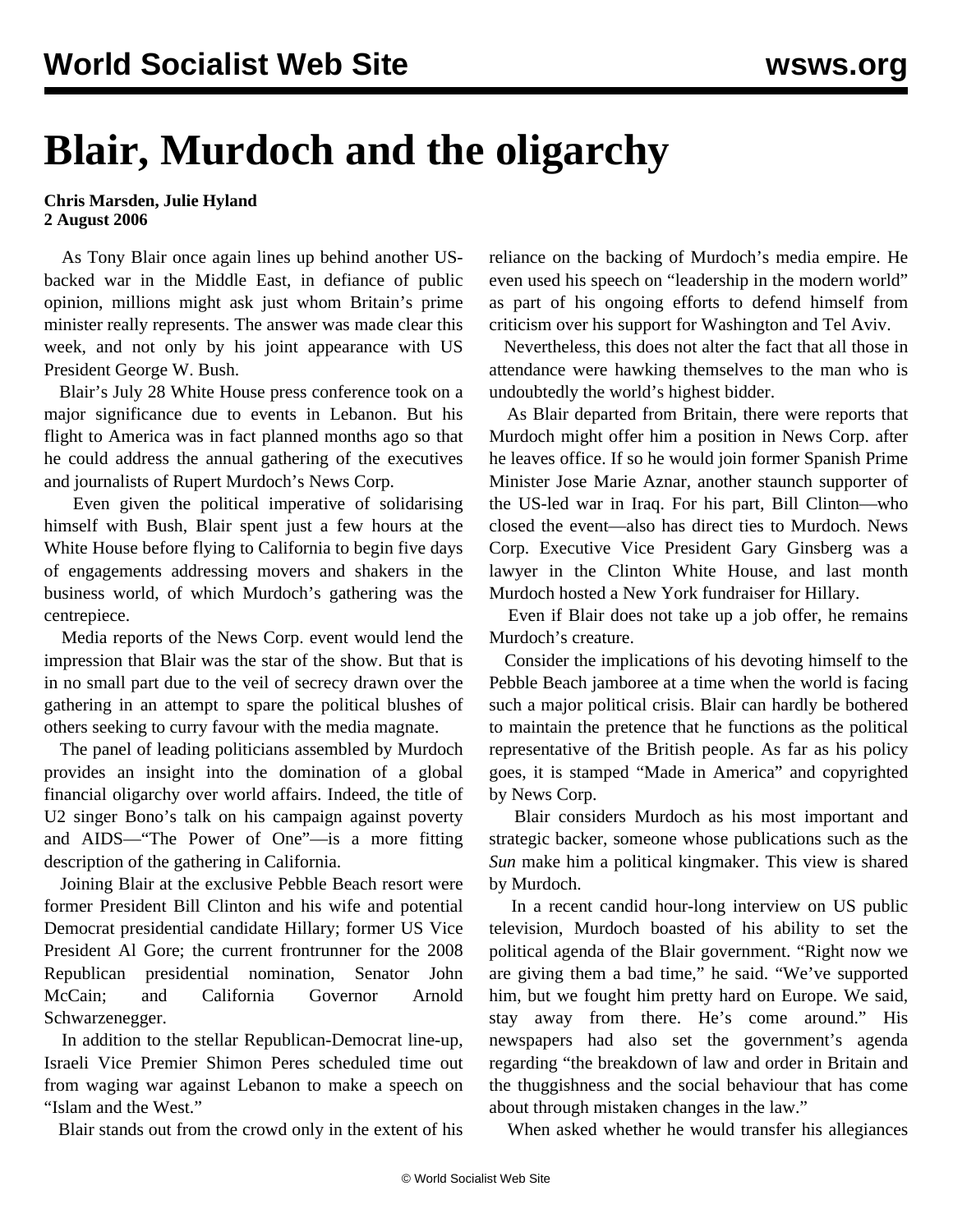# Blair, Murdoch and the oligarchy

**Chris Marsden, Julie Hyland**
**2 August 2006**

As Tony Blair once again lines up behind another US-backed war in the Middle East, in defiance of public opinion, millions might ask just whom Britain's prime minister really represents. The answer was made clear this week, and not only by his joint appearance with US President George W. Bush.

Blair's July 28 White House press conference took on a major significance due to events in Lebanon. But his flight to America was in fact planned months ago so that he could address the annual gathering of the executives and journalists of Rupert Murdoch's News Corp.

Even given the political imperative of solidarising himself with Bush, Blair spent just a few hours at the White House before flying to California to begin five days of engagements addressing movers and shakers in the business world, of which Murdoch's gathering was the centrepiece.

Media reports of the News Corp. event would lend the impression that Blair was the star of the show. But that is in no small part due to the veil of secrecy drawn over the gathering in an attempt to spare the political blushes of others seeking to curry favour with the media magnate.

The panel of leading politicians assembled by Murdoch provides an insight into the domination of a global financial oligarchy over world affairs. Indeed, the title of U2 singer Bono's talk on his campaign against poverty and AIDS—"The Power of One"—is a more fitting description of the gathering in California.

Joining Blair at the exclusive Pebble Beach resort were former President Bill Clinton and his wife and potential Democrat presidential candidate Hillary; former US Vice President Al Gore; the current frontrunner for the 2008 Republican presidential nomination, Senator John McCain; and California Governor Arnold Schwarzenegger.

In addition to the stellar Republican-Democrat line-up, Israeli Vice Premier Shimon Peres scheduled time out from waging war against Lebanon to make a speech on "Islam and the West."

Blair stands out from the crowd only in the extent of his reliance on the backing of Murdoch's media empire. He even used his speech on "leadership in the modern world" as part of his ongoing efforts to defend himself from criticism over his support for Washington and Tel Aviv.

Nevertheless, this does not alter the fact that all those in attendance were hawking themselves to the man who is undoubtedly the world's highest bidder.

As Blair departed from Britain, there were reports that Murdoch might offer him a position in News Corp. after he leaves office. If so he would join former Spanish Prime Minister Jose Marie Aznar, another staunch supporter of the US-led war in Iraq. For his part, Bill Clinton—who closed the event—also has direct ties to Murdoch. News Corp. Executive Vice President Gary Ginsberg was a lawyer in the Clinton White House, and last month Murdoch hosted a New York fundraiser for Hillary.

Even if Blair does not take up a job offer, he remains Murdoch's creature.

Consider the implications of his devoting himself to the Pebble Beach jamboree at a time when the world is facing such a major political crisis. Blair can hardly be bothered to maintain the pretence that he functions as the political representative of the British people. As far as his policy goes, it is stamped "Made in America" and copyrighted by News Corp.

Blair considers Murdoch as his most important and strategic backer, someone whose publications such as the *Sun* make him a political kingmaker. This view is shared by Murdoch.

In a recent candid hour-long interview on US public television, Murdoch boasted of his ability to set the political agenda of the Blair government. "Right now we are giving them a bad time," he said. "We've supported him, but we fought him pretty hard on Europe. We said, stay away from there. He's come around." His newspapers had also set the government's agenda regarding "the breakdown of law and order in Britain and the thuggishness and the social behaviour that has come about through mistaken changes in the law."

When asked whether he would transfer his allegiances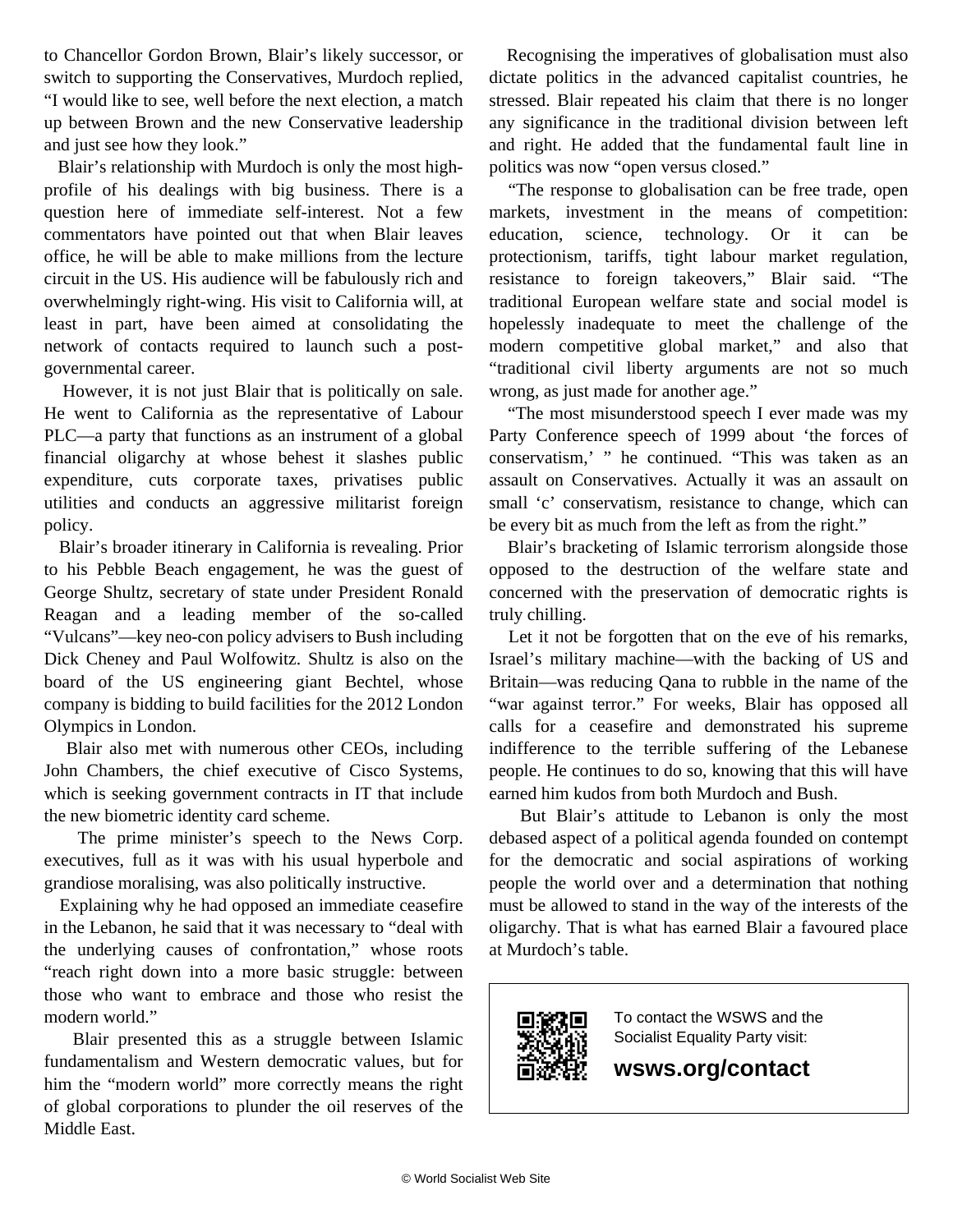to Chancellor Gordon Brown, Blair's likely successor, or switch to supporting the Conservatives, Murdoch replied, "I would like to see, well before the next election, a match up between Brown and the new Conservative leadership and just see how they look."

Blair's relationship with Murdoch is only the most high-profile of his dealings with big business. There is a question here of immediate self-interest. Not a few commentators have pointed out that when Blair leaves office, he will be able to make millions from the lecture circuit in the US. His audience will be fabulously rich and overwhelmingly right-wing. His visit to California will, at least in part, have been aimed at consolidating the network of contacts required to launch such a post-governmental career.

However, it is not just Blair that is politically on sale. He went to California as the representative of Labour PLC—a party that functions as an instrument of a global financial oligarchy at whose behest it slashes public expenditure, cuts corporate taxes, privatises public utilities and conducts an aggressive militarist foreign policy.

Blair's broader itinerary in California is revealing. Prior to his Pebble Beach engagement, he was the guest of George Shultz, secretary of state under President Ronald Reagan and a leading member of the so-called "Vulcans"—key neo-con policy advisers to Bush including Dick Cheney and Paul Wolfowitz. Shultz is also on the board of the US engineering giant Bechtel, whose company is bidding to build facilities for the 2012 London Olympics in London.

Blair also met with numerous other CEOs, including John Chambers, the chief executive of Cisco Systems, which is seeking government contracts in IT that include the new biometric identity card scheme.

The prime minister's speech to the News Corp. executives, full as it was with his usual hyperbole and grandiose moralising, was also politically instructive.

Explaining why he had opposed an immediate ceasefire in the Lebanon, he said that it was necessary to "deal with the underlying causes of confrontation," whose roots "reach right down into a more basic struggle: between those who want to embrace and those who resist the modern world."

Blair presented this as a struggle between Islamic fundamentalism and Western democratic values, but for him the "modern world" more correctly means the right of global corporations to plunder the oil reserves of the Middle East.

Recognising the imperatives of globalisation must also dictate politics in the advanced capitalist countries, he stressed. Blair repeated his claim that there is no longer any significance in the traditional division between left and right. He added that the fundamental fault line in politics was now "open versus closed."

"The response to globalisation can be free trade, open markets, investment in the means of competition: education, science, technology. Or it can be protectionism, tariffs, tight labour market regulation, resistance to foreign takeovers," Blair said. "The traditional European welfare state and social model is hopelessly inadequate to meet the challenge of the modern competitive global market," and also that "traditional civil liberty arguments are not so much wrong, as just made for another age."

"The most misunderstood speech I ever made was my Party Conference speech of 1999 about 'the forces of conservatism,' " he continued. "This was taken as an assault on Conservatives. Actually it was an assault on small 'c' conservatism, resistance to change, which can be every bit as much from the left as from the right."

Blair's bracketing of Islamic terrorism alongside those opposed to the destruction of the welfare state and concerned with the preservation of democratic rights is truly chilling.

Let it not be forgotten that on the eve of his remarks, Israel's military machine—with the backing of US and Britain—was reducing Qana to rubble in the name of the "war against terror." For weeks, Blair has opposed all calls for a ceasefire and demonstrated his supreme indifference to the terrible suffering of the Lebanese people. He continues to do so, knowing that this will have earned him kudos from both Murdoch and Bush.

But Blair's attitude to Lebanon is only the most debased aspect of a political agenda founded on contempt for the democratic and social aspirations of working people the world over and a determination that nothing must be allowed to stand in the way of the interests of the oligarchy. That is what has earned Blair a favoured place at Murdoch's table.

To contact the WSWS and the Socialist Equality Party visit:

**wsws.org/contact**